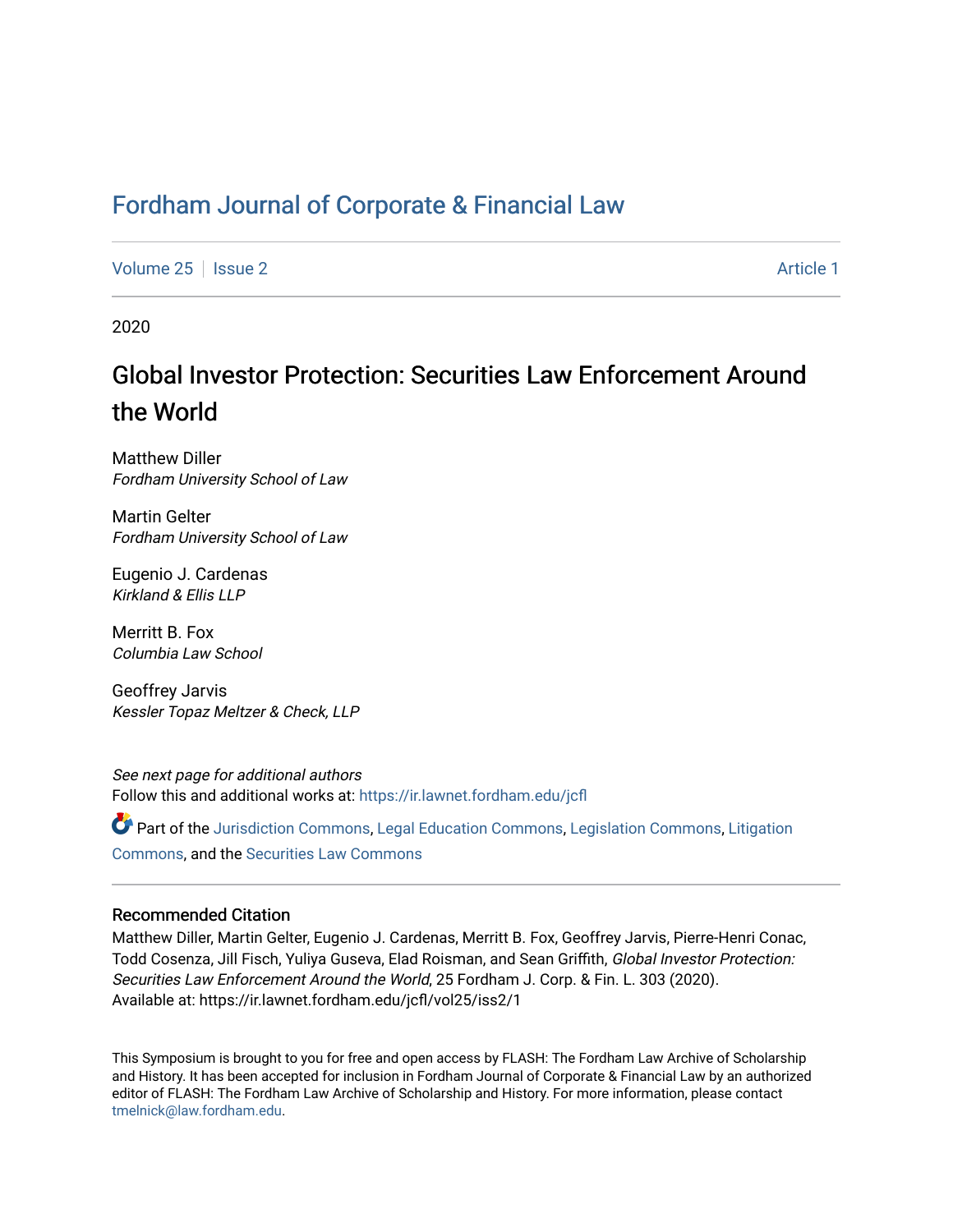# Fordham Journal of Corporate & Financial Law

Volume 25 | Issue 2 Article 1

2020

## Global Investor Protection: Securities Law Enforcement Around the World

Matthew Diller
*Fordham University School of Law*

Martin Gelter
*Fordham University School of Law*

Eugenio J. Cardenas
*Kirkland & Ellis LLP*

Merritt B. Fox
*Columbia Law School*

Geoffrey Jarvis
*Kessler Topaz Meltzer & Check, LLP*

*See next page for additional authors*

Follow this and additional works at: https://ir.lawnet.fordham.edu/jcfl

Part of the Jurisdiction Commons, Legal Education Commons, Legislation Commons, Litigation Commons, and the Securities Law Commons

### Recommended Citation

Matthew Diller, Martin Gelter, Eugenio J. Cardenas, Merritt B. Fox, Geoffrey Jarvis, Pierre-Henri Conac, Todd Cosenza, Jill Fisch, Yuliya Guseva, Elad Roisman, and Sean Griffith, *Global Investor Protection: Securities Law Enforcement Around the World*, 25 Fordham J. Corp. & Fin. L. 303 (2020).
Available at: https://ir.lawnet.fordham.edu/jcfl/vol25/iss2/1

This Symposium is brought to you for free and open access by FLASH: The Fordham Law Archive of Scholarship and History. It has been accepted for inclusion in Fordham Journal of Corporate & Financial Law by an authorized editor of FLASH: The Fordham Law Archive of Scholarship and History. For more information, please contact tmelnick@law.fordham.edu.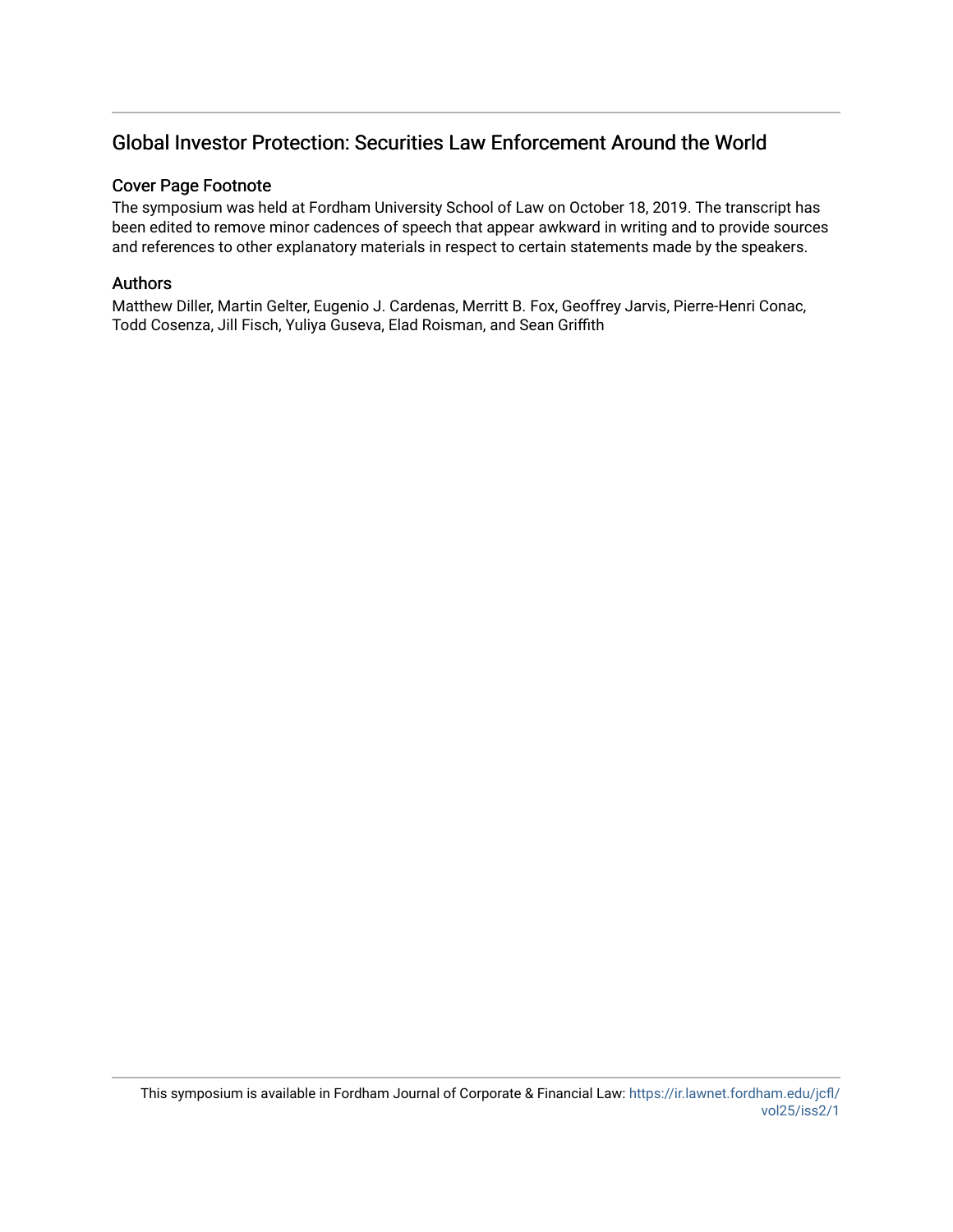## Global Investor Protection: Securities Law Enforcement Around the World

### Cover Page Footnote

The symposium was held at Fordham University School of Law on October 18, 2019. The transcript has been edited to remove minor cadences of speech that appear awkward in writing and to provide sources and references to other explanatory materials in respect to certain statements made by the speakers.

### Authors

Matthew Diller, Martin Gelter, Eugenio J. Cardenas, Merritt B. Fox, Geoffrey Jarvis, Pierre-Henri Conac, Todd Cosenza, Jill Fisch, Yuliya Guseva, Elad Roisman, and Sean Griffith

This symposium is available in Fordham Journal of Corporate & Financial Law: https://ir.lawnet.fordham.edu/jcfl/vol25/iss2/1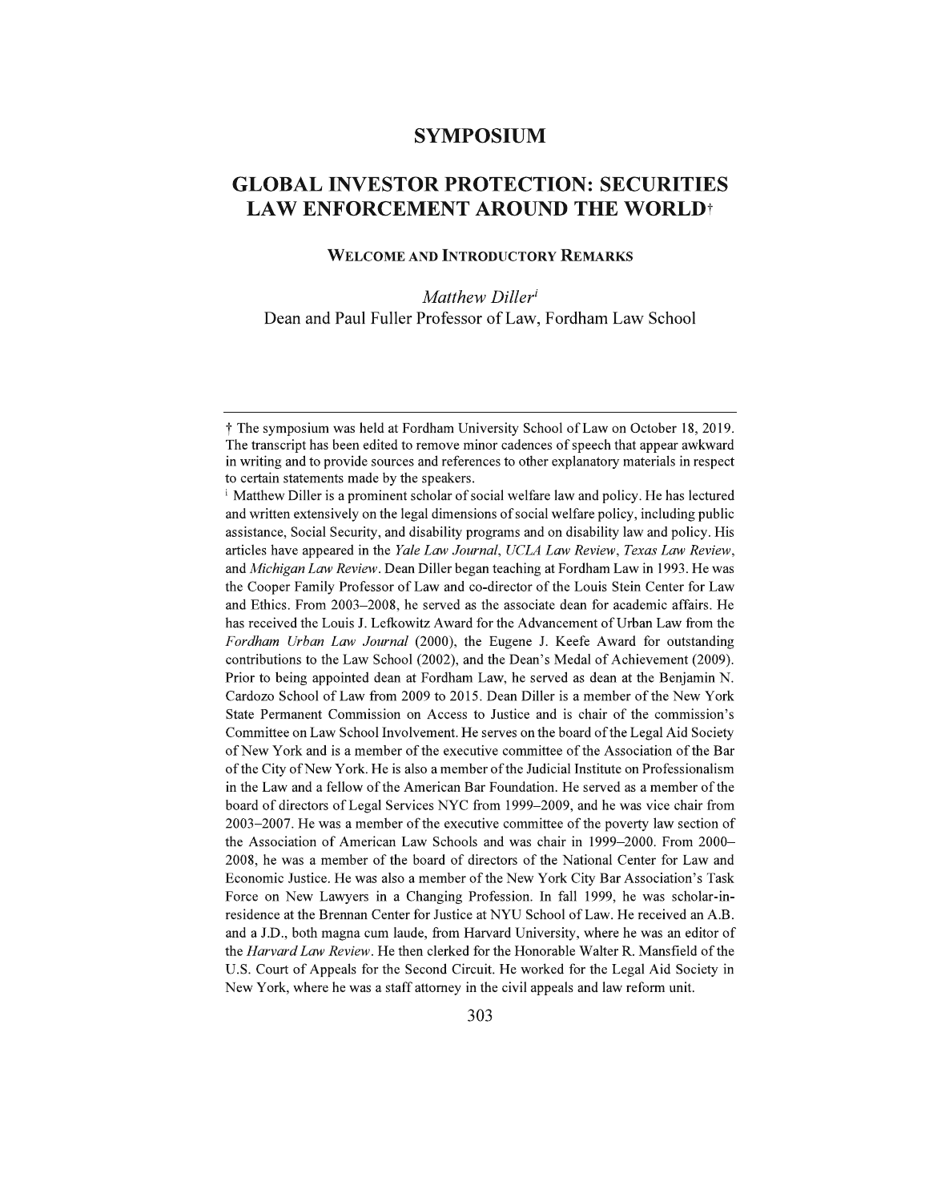# SYMPOSIUM

## GLOBAL INVESTOR PROTECTION: SECURITIES LAW ENFORCEMENT AROUND THE WORLD†

### WELCOME AND INTRODUCTORY REMARKS

*Matthew Diller*[i]
Dean and Paul Fuller Professor of Law, Fordham Law School

---

† The symposium was held at Fordham University School of Law on October 18, 2019. The transcript has been edited to remove minor cadences of speech that appear awkward in writing and to provide sources and references to other explanatory materials in respect to certain statements made by the speakers.

[i] Matthew Diller is a prominent scholar of social welfare law and policy. He has lectured and written extensively on the legal dimensions of social welfare policy, including public assistance, Social Security, and disability programs and on disability law and policy. His articles have appeared in the *Yale Law Journal*, *UCLA Law Review*, *Texas Law Review*, and *Michigan Law Review*. Dean Diller began teaching at Fordham Law in 1993. He was the Cooper Family Professor of Law and co-director of the Louis Stein Center for Law and Ethics. From 2003–2008, he served as the associate dean for academic affairs. He has received the Louis J. Lefkowitz Award for the Advancement of Urban Law from the *Fordham Urban Law Journal* (2000), the Eugene J. Keefe Award for outstanding contributions to the Law School (2002), and the Dean's Medal of Achievement (2009). Prior to being appointed dean at Fordham Law, he served as dean at the Benjamin N. Cardozo School of Law from 2009 to 2015. Dean Diller is a member of the New York State Permanent Commission on Access to Justice and is chair of the commission's Committee on Law School Involvement. He serves on the board of the Legal Aid Society of New York and is a member of the executive committee of the Association of the Bar of the City of New York. He is also a member of the Judicial Institute on Professionalism in the Law and a fellow of the American Bar Foundation. He served as a member of the board of directors of Legal Services NYC from 1999–2009, and he was vice chair from 2003–2007. He was a member of the executive committee of the poverty law section of the Association of American Law Schools and was chair in 1999–2000. From 2000–2008, he was a member of the board of directors of the National Center for Law and Economic Justice. He was also a member of the New York City Bar Association's Task Force on New Lawyers in a Changing Profession. In fall 1999, he was scholar-in-residence at the Brennan Center for Justice at NYU School of Law. He received an A.B. and a J.D., both magna cum laude, from Harvard University, where he was an editor of the *Harvard Law Review*. He then clerked for the Honorable Walter R. Mansfield of the U.S. Court of Appeals for the Second Circuit. He worked for the Legal Aid Society in New York, where he was a staff attorney in the civil appeals and law reform unit.